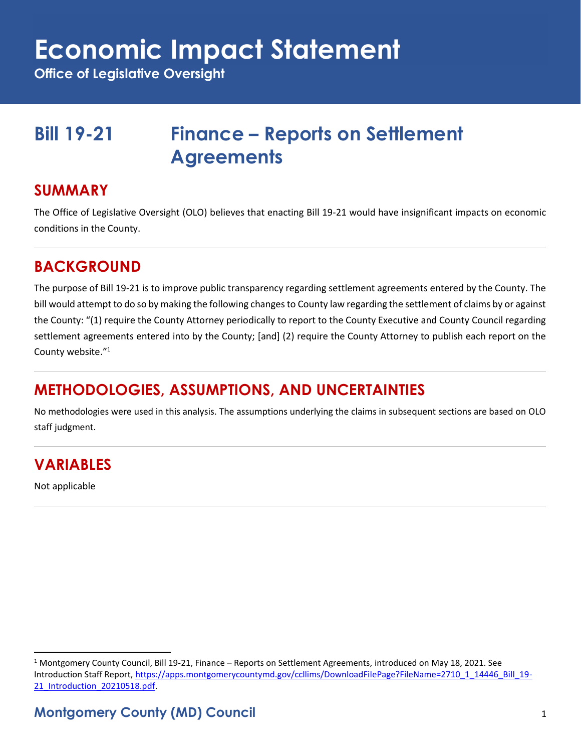# Economic Impact Statement

**Office of Legislative Oversight**

## Bill 19-21 Finance – Reports on Settlement Agreements

## SUMMARY

The Office of Legislative Oversight (OLO) believes that enacting Bill 19-21 would have insignificant impacts on economic conditions in the County.

## BACKGROUND

The purpose of Bill 19-21 is to improve public transparency regarding settlement agreements entered by the County. The bill would attempt to do so by making the following changes to County law regarding the settlement of claims by or against the County: "(1) require the County Attorney periodically to report to the County Executive and County Council regarding settlement agreements entered into by the County; [and] (2) require the County Attorney to publish each report on the County website."[1]

## METHODOLOGIES, ASSUMPTIONS, AND UNCERTAINTIES

No methodologies were used in this analysis. The assumptions underlying the claims in subsequent sections are based on OLO staff judgment.

## VARIABLES

Not applicable

---

[1] Montgomery County Council, Bill 19-21, Finance – Reports on Settlement Agreements, introduced on May 18, 2021. See Introduction Staff Report, https://apps.montgomerycountymd.gov/ccllims/DownloadFilePage?FileName=2710_1_14446_Bill_19-21_Introduction_20210518.pdf.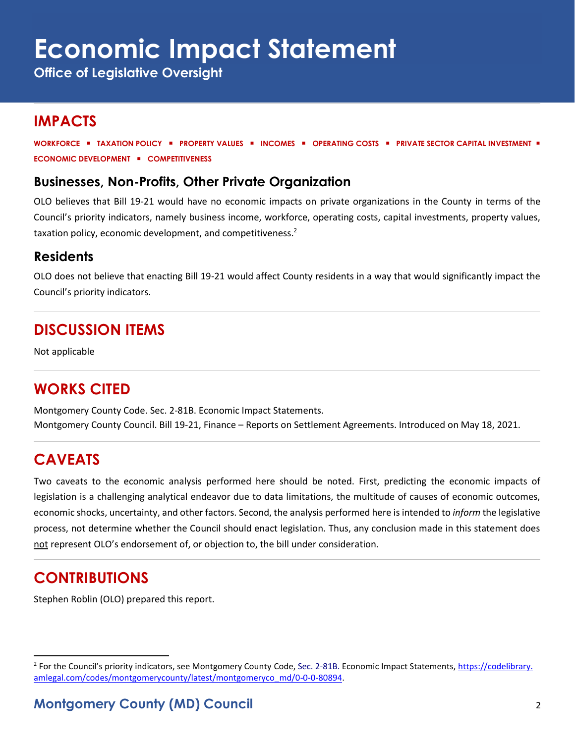# Economic Impact Statement

**Office of Legislative Oversight**

## IMPACTS

**WORKFORCE ▪ TAXATION POLICY ▪ PROPERTY VALUES ▪ INCOMES ▪ OPERATING COSTS ▪ PRIVATE SECTOR CAPITAL INVESTMENT ▪ ECONOMIC DEVELOPMENT ▪ COMPETITIVENESS**

### Businesses, Non-Profits, Other Private Organization

OLO believes that Bill 19-21 would have no economic impacts on private organizations in the County in terms of the Council's priority indicators, namely business income, workforce, operating costs, capital investments, property values, taxation policy, economic development, and competitiveness.[2]

### Residents

OLO does not believe that enacting Bill 19-21 would affect County residents in a way that would significantly impact the Council's priority indicators.

## DISCUSSION ITEMS

Not applicable

## WORKS CITED

Montgomery County Code. Sec. 2-81B. Economic Impact Statements.
Montgomery County Council. Bill 19-21, Finance – Reports on Settlement Agreements. Introduced on May 18, 2021.

## CAVEATS

Two caveats to the economic analysis performed here should be noted. First, predicting the economic impacts of legislation is a challenging analytical endeavor due to data limitations, the multitude of causes of economic outcomes, economic shocks, uncertainty, and other factors. Second, the analysis performed here is intended to *inform* the legislative process, not determine whether the Council should enact legislation. Thus, any conclusion made in this statement does not represent OLO's endorsement of, or objection to, the bill under consideration.

## CONTRIBUTIONS

Stephen Roblin (OLO) prepared this report.

---

[2] For the Council's priority indicators, see Montgomery County Code, Sec. 2-81B. Economic Impact Statements, https://codelibrary.amlegal.com/codes/montgomerycounty/latest/montgomeryco_md/0-0-0-80894.